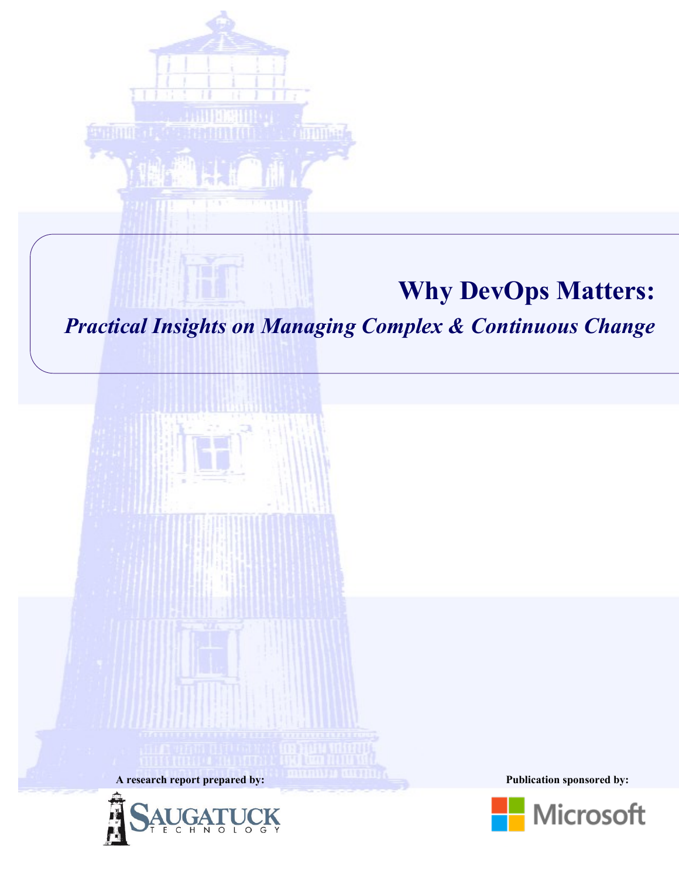# Why DevOps Matters:

## *Practical Insights on Managing Complex & Continuous Change*

**A research report prepared by:**

SAUGATUCK TECHNOLOGY

**Publication sponsored by:**

Microsoft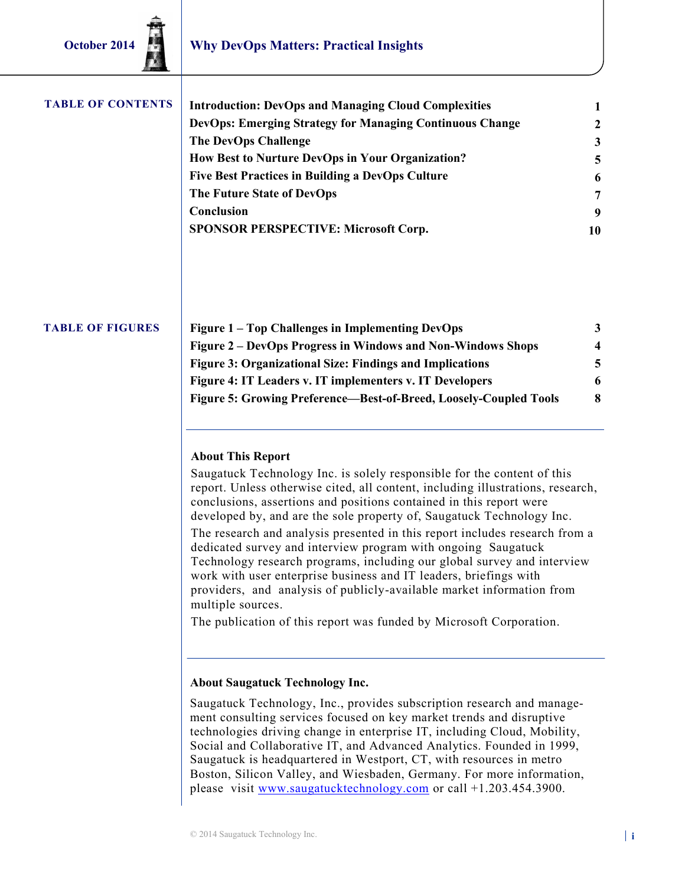## TABLE OF CONTENTS

| | |
|---|---|
| **Introduction: DevOps and Managing Cloud Complexities** | **1** |
| **DevOps: Emerging Strategy for Managing Continuous Change** | **2** |
| **The DevOps Challenge** | **3** |
| **How Best to Nurture DevOps in Your Organization?** | **5** |
| **Five Best Practices in Building a DevOps Culture** | **6** |
| **The Future State of DevOps** | **7** |
| **Conclusion** | **9** |
| **SPONSOR PERSPECTIVE: Microsoft Corp.** | **10** |

## TABLE OF FIGURES

| | |
|---|---|
| **Figure 1 – Top Challenges in Implementing DevOps** | **3** |
| **Figure 2 – DevOps Progress in Windows and Non-Windows Shops** | **4** |
| **Figure 3: Organizational Size: Findings and Implications** | **5** |
| **Figure 4: IT Leaders v. IT implementers v. IT Developers** | **6** |
| **Figure 5: Growing Preference—Best-of-Breed, Loosely-Coupled Tools** | **8** |

---

### About This Report

Saugatuck Technology Inc. is solely responsible for the content of this report. Unless otherwise cited, all content, including illustrations, research, conclusions, assertions and positions contained in this report were developed by, and are the sole property of, Saugatuck Technology Inc.

The research and analysis presented in this report includes research from a dedicated survey and interview program with ongoing Saugatuck Technology research programs, including our global survey and interview work with user enterprise business and IT leaders, briefings with providers, and analysis of publicly-available market information from multiple sources.

The publication of this report was funded by Microsoft Corporation.

---

### About Saugatuck Technology Inc.

Saugatuck Technology, Inc., provides subscription research and management consulting services focused on key market trends and disruptive technologies driving change in enterprise IT, including Cloud, Mobility, Social and Collaborative IT, and Advanced Analytics. Founded in 1999, Saugatuck is headquartered in Westport, CT, with resources in metro Boston, Silicon Valley, and Wiesbaden, Germany. For more information, please visit [www.saugatucktechnology.com](http://www.saugatucktechnology.com) or call +1.203.454.3900.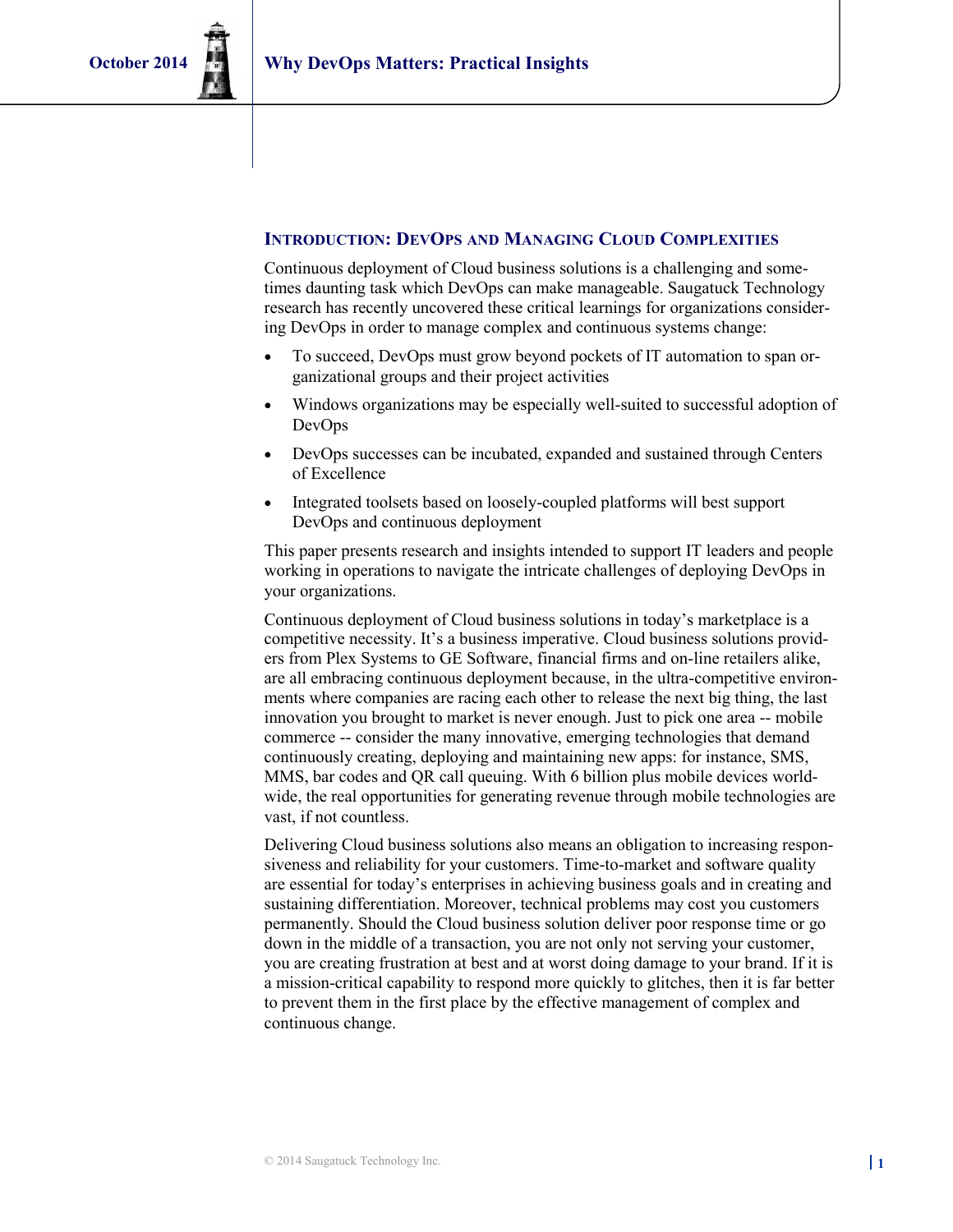## Introduction: DevOps and Managing Cloud Complexities

Continuous deployment of Cloud business solutions is a challenging and sometimes daunting task which DevOps can make manageable. Saugatuck Technology research has recently uncovered these critical learnings for organizations considering DevOps in order to manage complex and continuous systems change:

- To succeed, DevOps must grow beyond pockets of IT automation to span organizational groups and their project activities
- Windows organizations may be especially well-suited to successful adoption of DevOps
- DevOps successes can be incubated, expanded and sustained through Centers of Excellence
- Integrated toolsets based on loosely-coupled platforms will best support DevOps and continuous deployment

This paper presents research and insights intended to support IT leaders and people working in operations to navigate the intricate challenges of deploying DevOps in your organizations.

Continuous deployment of Cloud business solutions in today's marketplace is a competitive necessity. It's a business imperative. Cloud business solutions providers from Plex Systems to GE Software, financial firms and on-line retailers alike, are all embracing continuous deployment because, in the ultra-competitive environments where companies are racing each other to release the next big thing, the last innovation you brought to market is never enough. Just to pick one area -- mobile commerce -- consider the many innovative, emerging technologies that demand continuously creating, deploying and maintaining new apps: for instance, SMS, MMS, bar codes and QR call queuing. With 6 billion plus mobile devices worldwide, the real opportunities for generating revenue through mobile technologies are vast, if not countless.

Delivering Cloud business solutions also means an obligation to increasing responsiveness and reliability for your customers. Time-to-market and software quality are essential for today's enterprises in achieving business goals and in creating and sustaining differentiation. Moreover, technical problems may cost you customers permanently. Should the Cloud business solution deliver poor response time or go down in the middle of a transaction, you are not only not serving your customer, you are creating frustration at best and at worst doing damage to your brand. If it is a mission-critical capability to respond more quickly to glitches, then it is far better to prevent them in the first place by the effective management of complex and continuous change.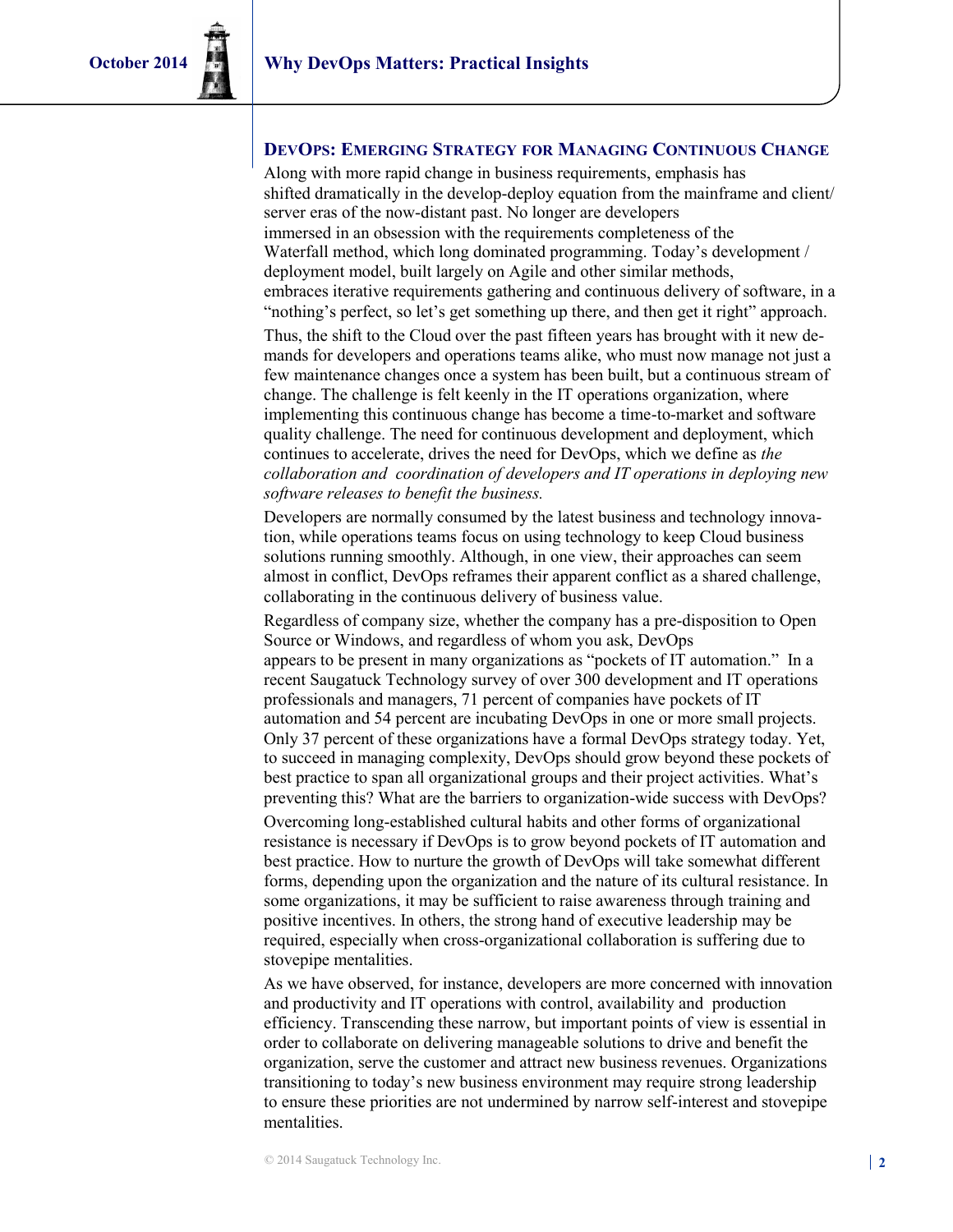## DevOps: Emerging Strategy for Managing Continuous Change

Along with more rapid change in business requirements, emphasis has shifted dramatically in the develop-deploy equation from the mainframe and client/server eras of the now-distant past. No longer are developers immersed in an obsession with the requirements completeness of the Waterfall method, which long dominated programming. Today's development / deployment model, built largely on Agile and other similar methods, embraces iterative requirements gathering and continuous delivery of software, in a "nothing's perfect, so let's get something up there, and then get it right" approach.

Thus, the shift to the Cloud over the past fifteen years has brought with it new demands for developers and operations teams alike, who must now manage not just a few maintenance changes once a system has been built, but a continuous stream of change. The challenge is felt keenly in the IT operations organization, where implementing this continuous change has become a time-to-market and software quality challenge. The need for continuous development and deployment, which continues to accelerate, drives the need for DevOps, which we define as *the collaboration and coordination of developers and IT operations in deploying new software releases to benefit the business.*

Developers are normally consumed by the latest business and technology innovation, while operations teams focus on using technology to keep Cloud business solutions running smoothly. Although, in one view, their approaches can seem almost in conflict, DevOps reframes their apparent conflict as a shared challenge, collaborating in the continuous delivery of business value.

Regardless of company size, whether the company has a pre-disposition to Open Source or Windows, and regardless of whom you ask, DevOps appears to be present in many organizations as "pockets of IT automation." In a recent Saugatuck Technology survey of over 300 development and IT operations professionals and managers, 71 percent of companies have pockets of IT automation and 54 percent are incubating DevOps in one or more small projects. Only 37 percent of these organizations have a formal DevOps strategy today. Yet, to succeed in managing complexity, DevOps should grow beyond these pockets of best practice to span all organizational groups and their project activities. What's preventing this? What are the barriers to organization-wide success with DevOps?

Overcoming long-established cultural habits and other forms of organizational resistance is necessary if DevOps is to grow beyond pockets of IT automation and best practice. How to nurture the growth of DevOps will take somewhat different forms, depending upon the organization and the nature of its cultural resistance. In some organizations, it may be sufficient to raise awareness through training and positive incentives. In others, the strong hand of executive leadership may be required, especially when cross-organizational collaboration is suffering due to stovepipe mentalities.

As we have observed, for instance, developers are more concerned with innovation and productivity and IT operations with control, availability and production efficiency. Transcending these narrow, but important points of view is essential in order to collaborate on delivering manageable solutions to drive and benefit the organization, serve the customer and attract new business revenues. Organizations transitioning to today's new business environment may require strong leadership to ensure these priorities are not undermined by narrow self-interest and stovepipe mentalities.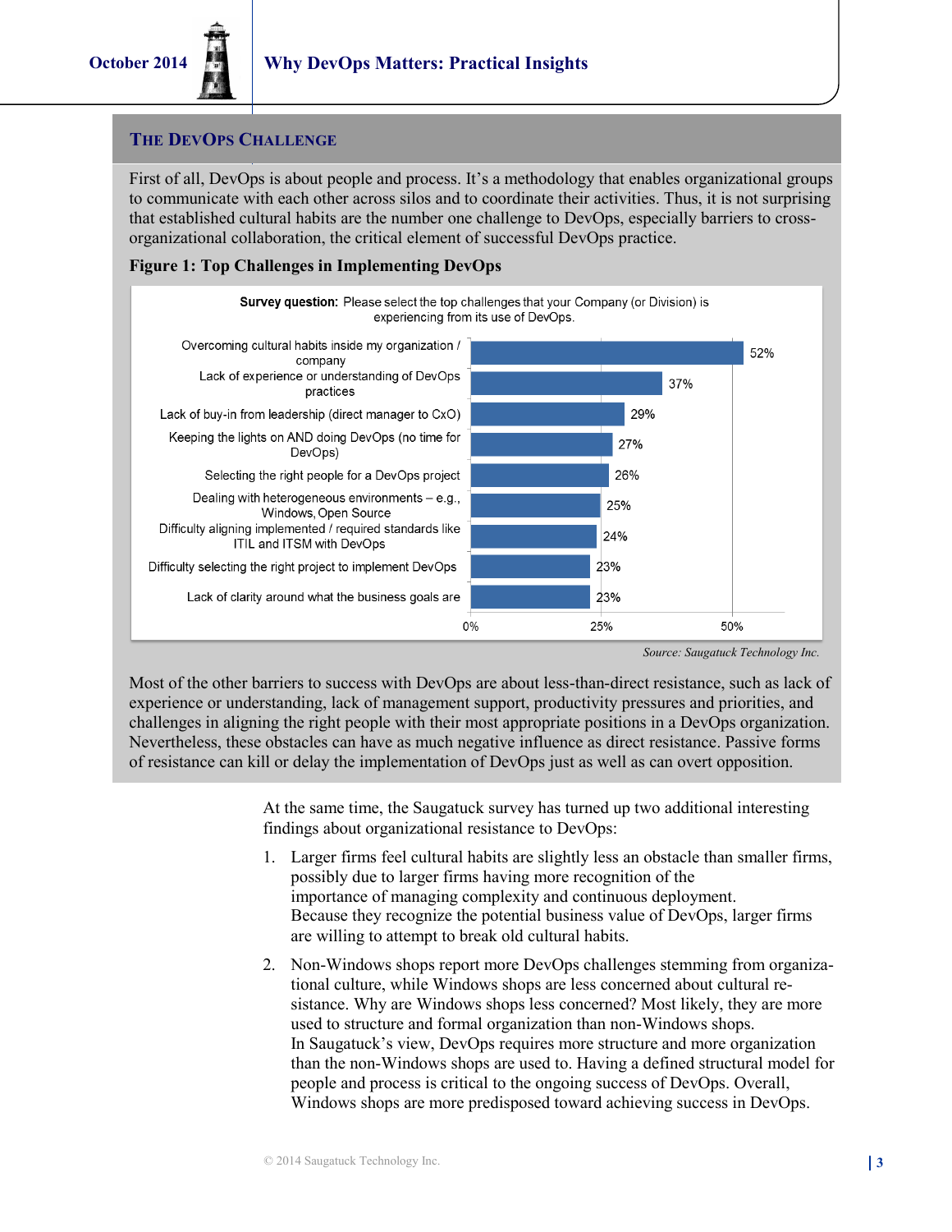## The DevOps Challenge

First of all, DevOps is about people and process. It's a methodology that enables organizational groups to communicate with each other across silos and to coordinate their activities. Thus, it is not surprising that established cultural habits are the number one challenge to DevOps, especially barriers to cross-organizational collaboration, the critical element of successful DevOps practice.

**Figure 1: Top Challenges in Implementing DevOps**

**Survey question:** Please select the top challenges that your Company (or Division) is experiencing from its use of DevOps.

| Challenge | % |
|---|---|
| Overcoming cultural habits inside my organization / company | 52% |
| Lack of experience or understanding of DevOps practices | 37% |
| Lack of buy-in from leadership (direct manager to CxO) | 29% |
| Keeping the lights on AND doing DevOps (no time for DevOps) | 27% |
| Selecting the right people for a DevOps project | 26% |
| Dealing with heterogeneous environments – e.g., Windows, Open Source | 25% |
| Difficulty aligning implemented / required standards like ITIL and ITSM with DevOps | 24% |
| Difficulty selecting the right project to implement DevOps | 23% |
| Lack of clarity around what the business goals are | 23% |

*Source: Saugatuck Technology Inc.*

Most of the other barriers to success with DevOps are about less-than-direct resistance, such as lack of experience or understanding, lack of management support, productivity pressures and priorities, and challenges in aligning the right people with their most appropriate positions in a DevOps organization. Nevertheless, these obstacles can have as much negative influence as direct resistance. Passive forms of resistance can kill or delay the implementation of DevOps just as well as can overt opposition.

At the same time, the Saugatuck survey has turned up two additional interesting findings about organizational resistance to DevOps:

1. Larger firms feel cultural habits are slightly less an obstacle than smaller firms, possibly due to larger firms having more recognition of the importance of managing complexity and continuous deployment. Because they recognize the potential business value of DevOps, larger firms are willing to attempt to break old cultural habits.
2. Non-Windows shops report more DevOps challenges stemming from organizational culture, while Windows shops are less concerned about cultural resistance. Why are Windows shops less concerned? Most likely, they are more used to structure and formal organization than non-Windows shops. In Saugatuck's view, DevOps requires more structure and more organization than the non-Windows shops are used to. Having a defined structural model for people and process is critical to the ongoing success of DevOps. Overall, Windows shops are more predisposed toward achieving success in DevOps.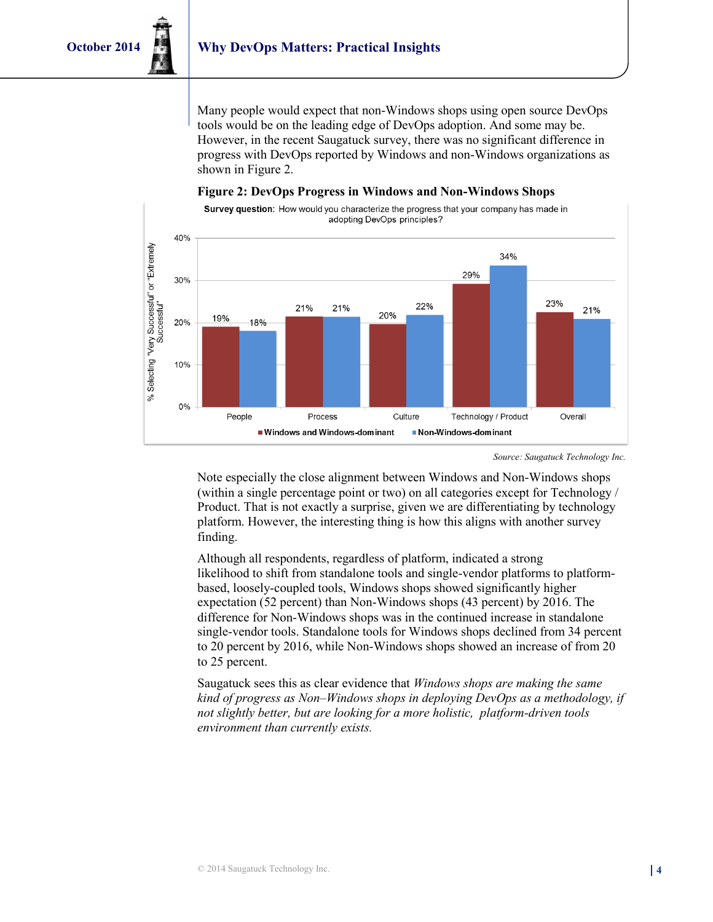Many people would expect that non-Windows shops using open source DevOps tools would be on the leading edge of DevOps adoption. And some may be. However, in the recent Saugatuck survey, there was no significant difference in progress with DevOps reported by Windows and non-Windows organizations as shown in Figure 2.

**Figure 2: DevOps Progress in Windows and Non-Windows Shops**

**Survey question:** How would you characterize the progress that your company has made in adopting DevOps principles?

% Selecting "Very Successful" or "Extremely Successful"

| | Windows and Windows-dominant | Non-Windows-dominant |
|---|---|---|
| People | 19% | 18% |
| Process | 21% | 21% |
| Culture | 20% | 22% |
| Technology / Product | 29% | 34% |
| Overall | 23% | 21% |

*Source: Saugatuck Technology Inc.*

Note especially the close alignment between Windows and Non-Windows shops (within a single percentage point or two) on all categories except for Technology / Product. That is not exactly a surprise, given we are differentiating by technology platform. However, the interesting thing is how this aligns with another survey finding.

Although all respondents, regardless of platform, indicated a strong likelihood to shift from standalone tools and single-vendor platforms to platform-based, loosely-coupled tools, Windows shops showed significantly higher expectation (52 percent) than Non-Windows shops (43 percent) by 2016. The difference for Non-Windows shops was in the continued increase in standalone single-vendor tools. Standalone tools for Windows shops declined from 34 percent to 20 percent by 2016, while Non-Windows shops showed an increase of from 20 to 25 percent.

Saugatuck sees this as clear evidence that *Windows shops are making the same kind of progress as Non–Windows shops in deploying DevOps as a methodology, if not slightly better, but are looking for a more holistic, platform-driven tools environment than currently exists.*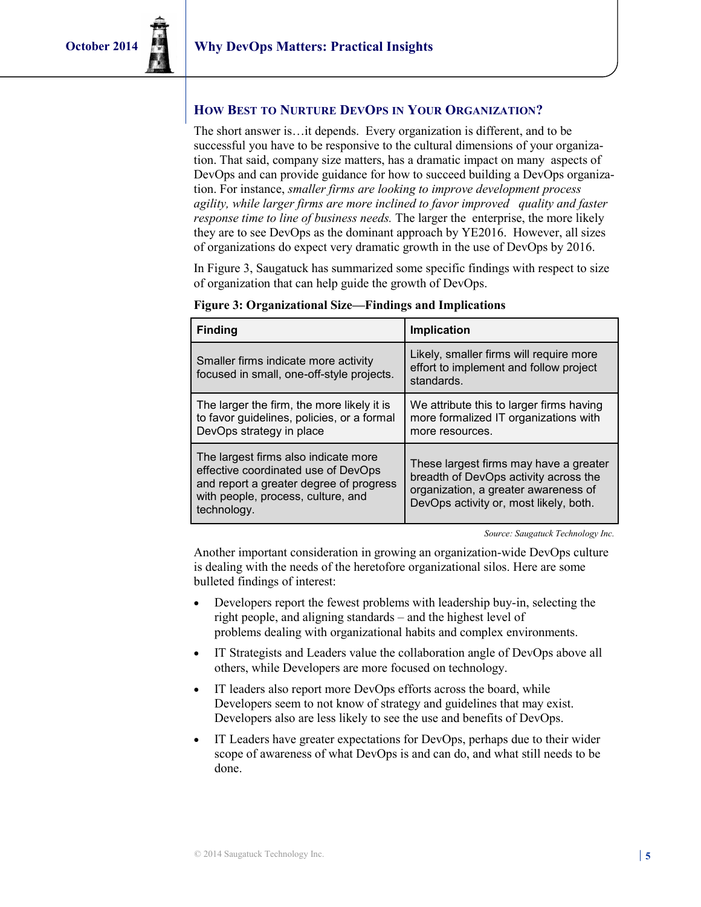## How Best to Nurture DevOps in Your Organization?

The short answer is…it depends. Every organization is different, and to be successful you have to be responsive to the cultural dimensions of your organization. That said, company size matters, has a dramatic impact on many aspects of DevOps and can provide guidance for how to succeed building a DevOps organization. For instance, *smaller firms are looking to improve development process agility, while larger firms are more inclined to favor improved quality and faster response time to line of business needs.* The larger the enterprise, the more likely they are to see DevOps as the dominant approach by YE2016. However, all sizes of organizations do expect very dramatic growth in the use of DevOps by 2016.

In Figure 3, Saugatuck has summarized some specific findings with respect to size of organization that can help guide the growth of DevOps.

**Figure 3: Organizational Size—Findings and Implications**

| Finding | Implication |
|---|---|
| Smaller firms indicate more activity focused in small, one-off-style projects. | Likely, smaller firms will require more effort to implement and follow project standards. |
| The larger the firm, the more likely it is to favor guidelines, policies, or a formal DevOps strategy in place | We attribute this to larger firms having more formalized IT organizations with more resources. |
| The largest firms also indicate more effective coordinated use of DevOps and report a greater degree of progress with people, process, culture, and technology. | These largest firms may have a greater breadth of DevOps activity across the organization, a greater awareness of DevOps activity or, most likely, both. |

*Source: Saugatuck Technology Inc.*

Another important consideration in growing an organization-wide DevOps culture is dealing with the needs of the heretofore organizational silos. Here are some bulleted findings of interest:

- Developers report the fewest problems with leadership buy-in, selecting the right people, and aligning standards – and the highest level of problems dealing with organizational habits and complex environments.
- IT Strategists and Leaders value the collaboration angle of DevOps above all others, while Developers are more focused on technology.
- IT leaders also report more DevOps efforts across the board, while Developers seem to not know of strategy and guidelines that may exist. Developers also are less likely to see the use and benefits of DevOps.
- IT Leaders have greater expectations for DevOps, perhaps due to their wider scope of awareness of what DevOps is and can do, and what still needs to be done.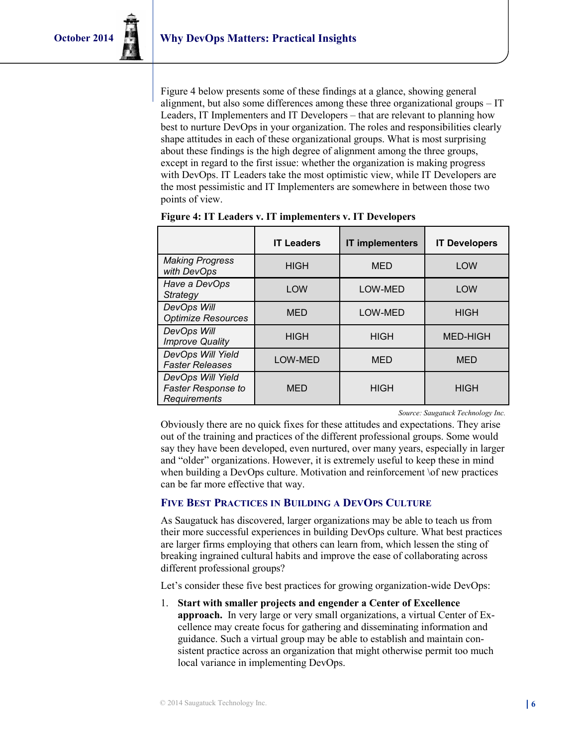Figure 4 below presents some of these findings at a glance, showing general alignment, but also some differences among these three organizational groups – IT Leaders, IT Implementers and IT Developers – that are relevant to planning how best to nurture DevOps in your organization. The roles and responsibilities clearly shape attitudes in each of these organizational groups. What is most surprising about these findings is the high degree of alignment among the three groups, except in regard to the first issue: whether the organization is making progress with DevOps. IT Leaders take the most optimistic view, while IT Developers are the most pessimistic and IT Implementers are somewhere in between those two points of view.

**Figure 4: IT Leaders v. IT implementers v. IT Developers**

| | IT Leaders | IT implementers | IT Developers |
|---|---|---|---|
| *Making Progress with DevOps* | HIGH | MED | LOW |
| *Have a DevOps Strategy* | LOW | LOW-MED | LOW |
| *DevOps Will Optimize Resources* | MED | LOW-MED | HIGH |
| *DevOps Will Improve Quality* | HIGH | HIGH | MED-HIGH |
| *DevOps Will Yield Faster Releases* | LOW-MED | MED | MED |
| *DevOps Will Yield Faster Response to Requirements* | MED | HIGH | HIGH |

*Source: Saugatuck Technology Inc.*

Obviously there are no quick fixes for these attitudes and expectations. They arise out of the training and practices of the different professional groups. Some would say they have been developed, even nurtured, over many years, especially in larger and "older" organizations. However, it is extremely useful to keep these in mind when building a DevOps culture. Motivation and reinforcement \of new practices can be far more effective that way.

## Five Best Practices in Building a DevOps Culture

As Saugatuck has discovered, larger organizations may be able to teach us from their more successful experiences in building DevOps culture. What best practices are larger firms employing that others can learn from, which lessen the sting of breaking ingrained cultural habits and improve the ease of collaborating across different professional groups?

Let's consider these five best practices for growing organization-wide DevOps:

1. **Start with smaller projects and engender a Center of Excellence approach.** In very large or very small organizations, a virtual Center of Excellence may create focus for gathering and disseminating information and guidance. Such a virtual group may be able to establish and maintain consistent practice across an organization that might otherwise permit too much local variance in implementing DevOps.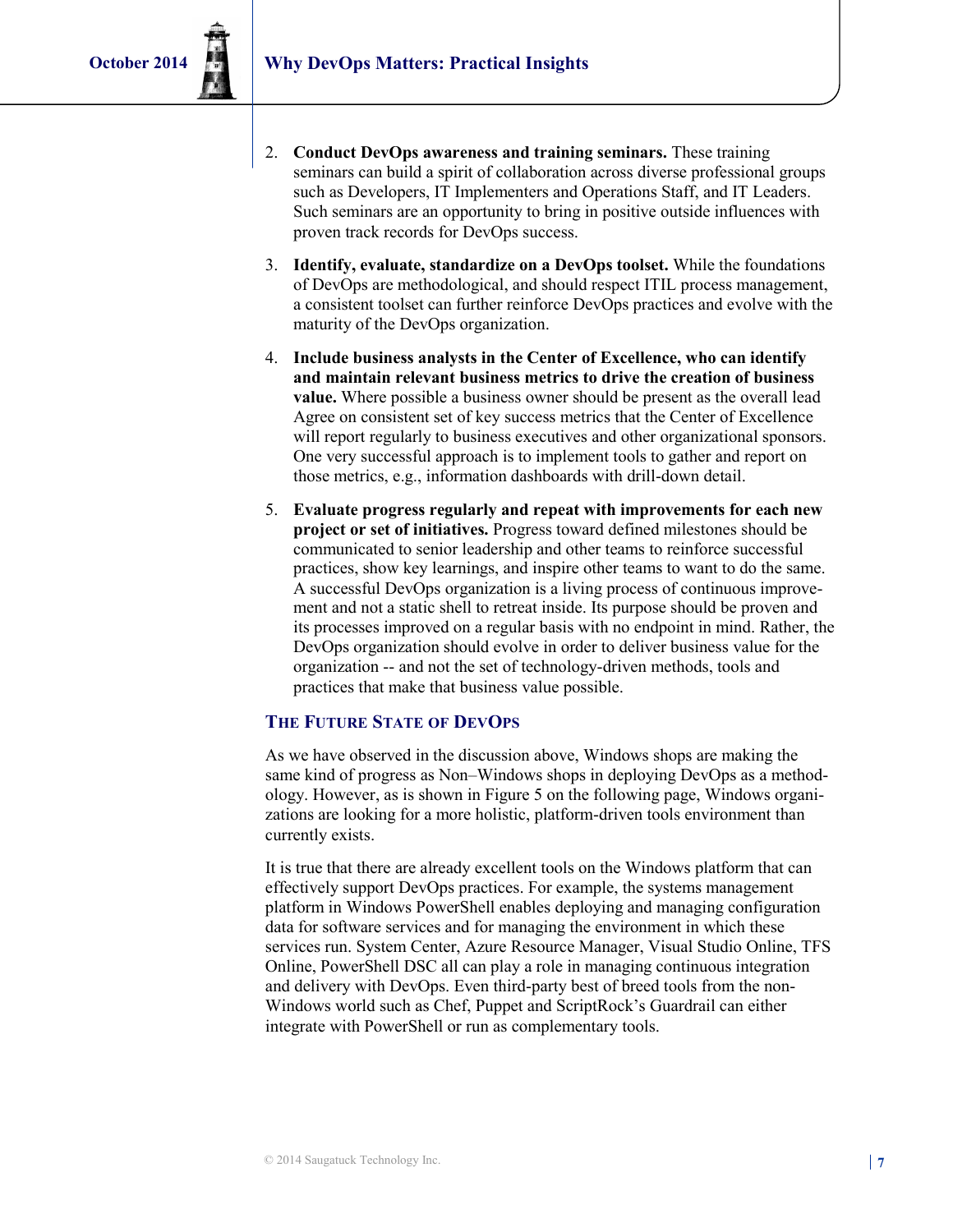2. **Conduct DevOps awareness and training seminars.** These training seminars can build a spirit of collaboration across diverse professional groups such as Developers, IT Implementers and Operations Staff, and IT Leaders. Such seminars are an opportunity to bring in positive outside influences with proven track records for DevOps success.

3. **Identify, evaluate, standardize on a DevOps toolset.** While the foundations of DevOps are methodological, and should respect ITIL process management, a consistent toolset can further reinforce DevOps practices and evolve with the maturity of the DevOps organization.

4. **Include business analysts in the Center of Excellence, who can identify and maintain relevant business metrics to drive the creation of business value.** Where possible a business owner should be present as the overall lead Agree on consistent set of key success metrics that the Center of Excellence will report regularly to business executives and other organizational sponsors. One very successful approach is to implement tools to gather and report on those metrics, e.g., information dashboards with drill-down detail.

5. **Evaluate progress regularly and repeat with improvements for each new project or set of initiatives.** Progress toward defined milestones should be communicated to senior leadership and other teams to reinforce successful practices, show key learnings, and inspire other teams to want to do the same. A successful DevOps organization is a living process of continuous improvement and not a static shell to retreat inside. Its purpose should be proven and its processes improved on a regular basis with no endpoint in mind. Rather, the DevOps organization should evolve in order to deliver business value for the organization -- and not the set of technology-driven methods, tools and practices that make that business value possible.

## The Future State of DevOps

As we have observed in the discussion above, Windows shops are making the same kind of progress as Non–Windows shops in deploying DevOps as a methodology. However, as is shown in Figure 5 on the following page, Windows organizations are looking for a more holistic, platform-driven tools environment than currently exists.

It is true that there are already excellent tools on the Windows platform that can effectively support DevOps practices. For example, the systems management platform in Windows PowerShell enables deploying and managing configuration data for software services and for managing the environment in which these services run. System Center, Azure Resource Manager, Visual Studio Online, TFS Online, PowerShell DSC all can play a role in managing continuous integration and delivery with DevOps. Even third-party best of breed tools from the non-Windows world such as Chef, Puppet and ScriptRock's Guardrail can either integrate with PowerShell or run as complementary tools.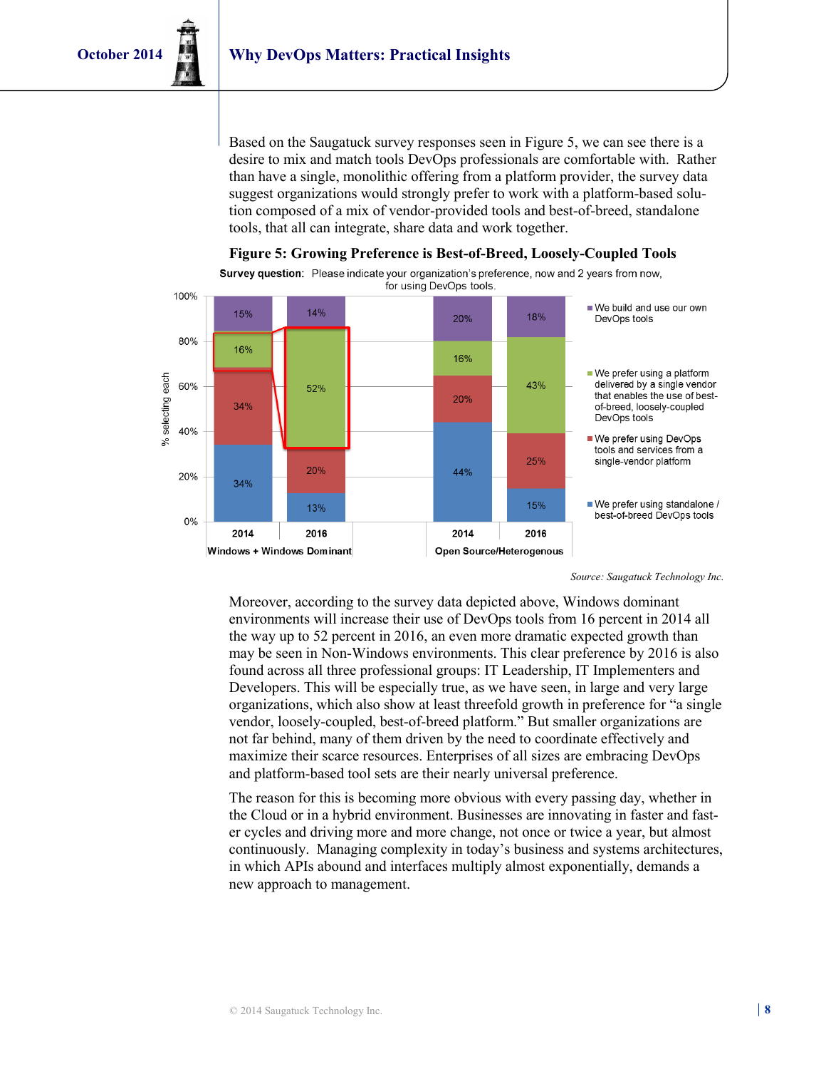Based on the Saugatuck survey responses seen in Figure 5, we can see there is a desire to mix and match tools DevOps professionals are comfortable with. Rather than have a single, monolithic offering from a platform provider, the survey data suggest organizations would strongly prefer to work with a platform-based solution composed of a mix of vendor-provided tools and best-of-breed, standalone tools, that all can integrate, share data and work together.

**Figure 5: Growing Preference is Best-of-Breed, Loosely-Coupled Tools**

**Survey question:** Please indicate your organization's preference, now and 2 years from now, for using DevOps tools.

| % selecting each | Windows + Windows Dominant 2014 | Windows + Windows Dominant 2016 | Open Source/Heterogenous 2014 | Open Source/Heterogenous 2016 |
|---|---|---|---|---|
| We build and use our own DevOps tools | 15% | 14% | 20% | 18% |
| We prefer using a platform delivered by a single vendor that enables the use of best-of-breed, loosely-coupled DevOps tools | 16% | 52% | 16% | 43% |
| We prefer using DevOps tools and services from a single-vendor platform | 34% | 20% | 20% | 25% |
| We prefer using standalone / best-of-breed DevOps tools | 34% | 13% | 44% | 15% |

*Source: Saugatuck Technology Inc.*

Moreover, according to the survey data depicted above, Windows dominant environments will increase their use of DevOps tools from 16 percent in 2014 all the way up to 52 percent in 2016, an even more dramatic expected growth than may be seen in Non-Windows environments. This clear preference by 2016 is also found across all three professional groups: IT Leadership, IT Implementers and Developers. This will be especially true, as we have seen, in large and very large organizations, which also show at least threefold growth in preference for "a single vendor, loosely-coupled, best-of-breed platform." But smaller organizations are not far behind, many of them driven by the need to coordinate effectively and maximize their scarce resources. Enterprises of all sizes are embracing DevOps and platform-based tool sets are their nearly universal preference.

The reason for this is becoming more obvious with every passing day, whether in the Cloud or in a hybrid environment. Businesses are innovating in faster and faster cycles and driving more and more change, not once or twice a year, but almost continuously. Managing complexity in today's business and systems architectures, in which APIs abound and interfaces multiply almost exponentially, demands a new approach to management.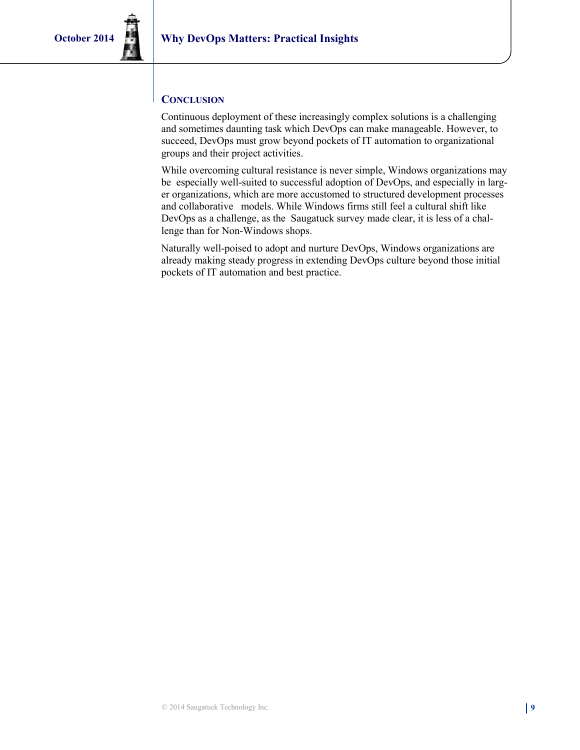## CONCLUSION

Continuous deployment of these increasingly complex solutions is a challenging and sometimes daunting task which DevOps can make manageable. However, to succeed, DevOps must grow beyond pockets of IT automation to organizational groups and their project activities.

While overcoming cultural resistance is never simple, Windows organizations may be especially well-suited to successful adoption of DevOps, and especially in larger organizations, which are more accustomed to structured development processes and collaborative models. While Windows firms still feel a cultural shift like DevOps as a challenge, as the Saugatuck survey made clear, it is less of a challenge than for Non-Windows shops.

Naturally well-poised to adopt and nurture DevOps, Windows organizations are already making steady progress in extending DevOps culture beyond those initial pockets of IT automation and best practice.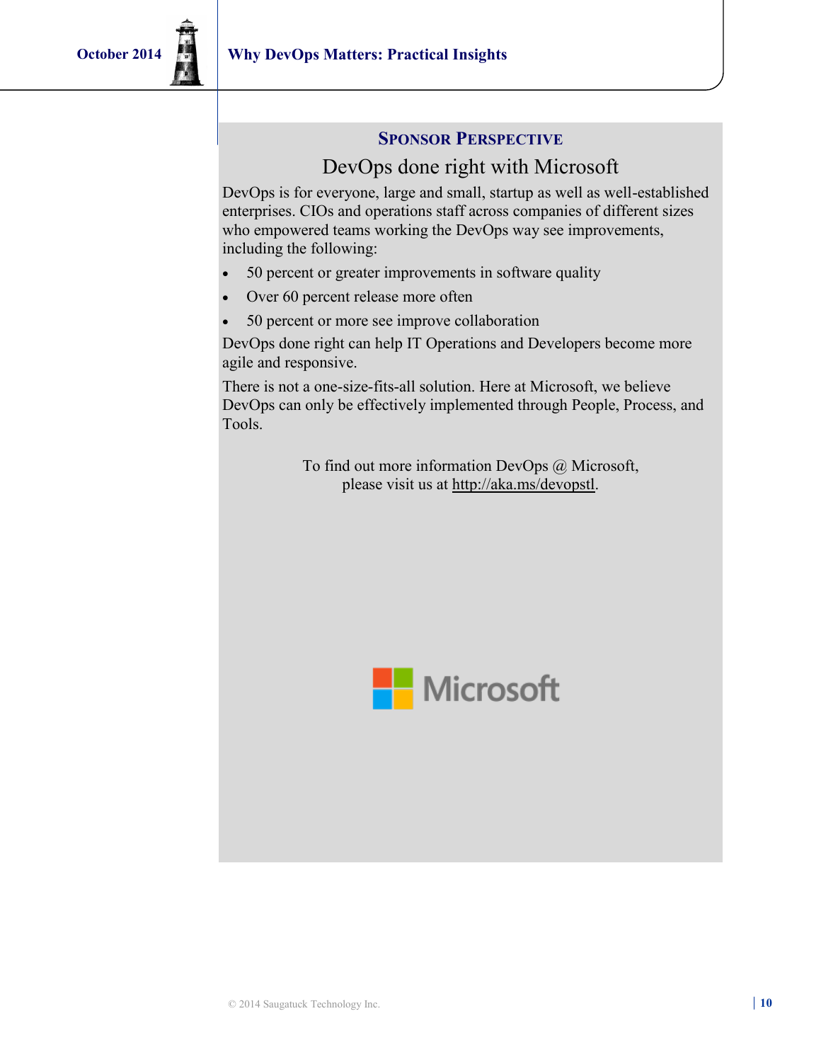## Sponsor Perspective

### DevOps done right with Microsoft

DevOps is for everyone, large and small, startup as well as well-established enterprises. CIOs and operations staff across companies of different sizes who empowered teams working the DevOps way see improvements, including the following:

- 50 percent or greater improvements in software quality
- Over 60 percent release more often
- 50 percent or more see improve collaboration

DevOps done right can help IT Operations and Developers become more agile and responsive.

There is not a one-size-fits-all solution. Here at Microsoft, we believe DevOps can only be effectively implemented through People, Process, and Tools.

To find out more information DevOps @ Microsoft,
please visit us at http://aka.ms/devopstl.

Microsoft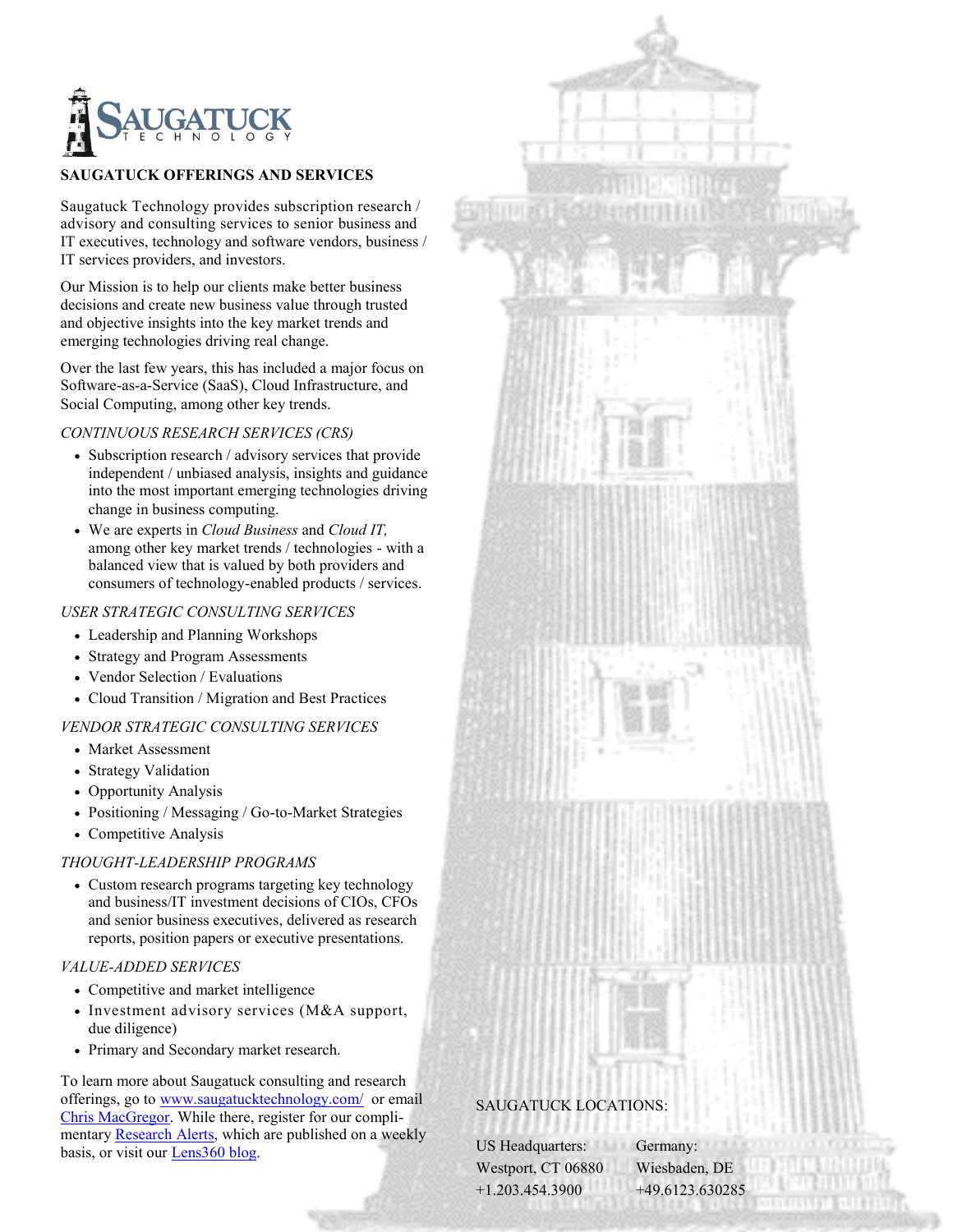SAUGATUCK TECHNOLOGY

## SAUGATUCK OFFERINGS AND SERVICES

Saugatuck Technology provides subscription research / advisory and consulting services to senior business and IT executives, technology and software vendors, business / IT services providers, and investors.

Our Mission is to help our clients make better business decisions and create new business value through trusted and objective insights into the key market trends and emerging technologies driving real change.

Over the last few years, this has included a major focus on Software-as-a-Service (SaaS), Cloud Infrastructure, and Social Computing, among other key trends.

*CONTINUOUS RESEARCH SERVICES (CRS)*

- Subscription research / advisory services that provide independent / unbiased analysis, insights and guidance into the most important emerging technologies driving change in business computing.
- We are experts in *Cloud Business* and *Cloud IT,* among other key market trends / technologies - with a balanced view that is valued by both providers and consumers of technology-enabled products / services.

*USER STRATEGIC CONSULTING SERVICES*

- Leadership and Planning Workshops
- Strategy and Program Assessments
- Vendor Selection / Evaluations
- Cloud Transition / Migration and Best Practices

*VENDOR STRATEGIC CONSULTING SERVICES*

- Market Assessment
- Strategy Validation
- Opportunity Analysis
- Positioning / Messaging / Go-to-Market Strategies
- Competitive Analysis

*THOUGHT-LEADERSHIP PROGRAMS*

- Custom research programs targeting key technology and business/IT investment decisions of CIOs, CFOs and senior business executives, delivered as research reports, position papers or executive presentations.

*VALUE-ADDED SERVICES*

- Competitive and market intelligence
- Investment advisory services (M&A support, due diligence)
- Primary and Secondary market research.

To learn more about Saugatuck consulting and research offerings, go to [www.saugatucktechnology.com/](www.saugatucktechnology.com/) or email [Chris MacGregor](). While there, register for our complimentary [Research Alerts](), which are published on a weekly basis, or visit our [Lens360 blog]().

SAUGATUCK LOCATIONS:

| | |
|---|---|
| US Headquarters: | Germany: |
| Westport, CT 06880 | Wiesbaden, DE |
| +1.203.454.3900 | +49.6123.630285 |